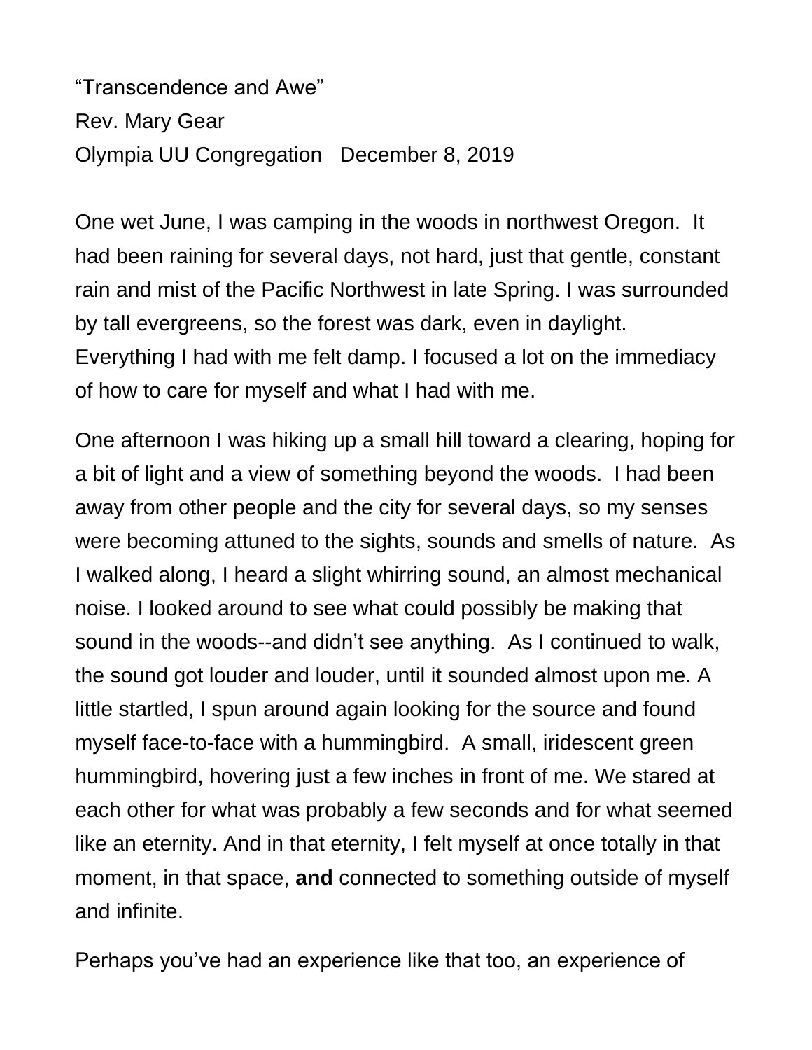"Transcendence and Awe"
Rev. Mary Gear
Olympia UU Congregation   December 8, 2019

One wet June, I was camping in the woods in northwest Oregon. It had been raining for several days, not hard, just that gentle, constant rain and mist of the Pacific Northwest in late Spring. I was surrounded by tall evergreens, so the forest was dark, even in daylight. Everything I had with me felt damp. I focused a lot on the immediacy of how to care for myself and what I had with me.

One afternoon I was hiking up a small hill toward a clearing, hoping for a bit of light and a view of something beyond the woods. I had been away from other people and the city for several days, so my senses were becoming attuned to the sights, sounds and smells of nature. As I walked along, I heard a slight whirring sound, an almost mechanical noise. I looked around to see what could possibly be making that sound in the woods--and didn't see anything. As I continued to walk, the sound got louder and louder, until it sounded almost upon me. A little startled, I spun around again looking for the source and found myself face-to-face with a hummingbird. A small, iridescent green hummingbird, hovering just a few inches in front of me. We stared at each other for what was probably a few seconds and for what seemed like an eternity. And in that eternity, I felt myself at once totally in that moment, in that space, **and** connected to something outside of myself and infinite.

Perhaps you've had an experience like that too, an experience of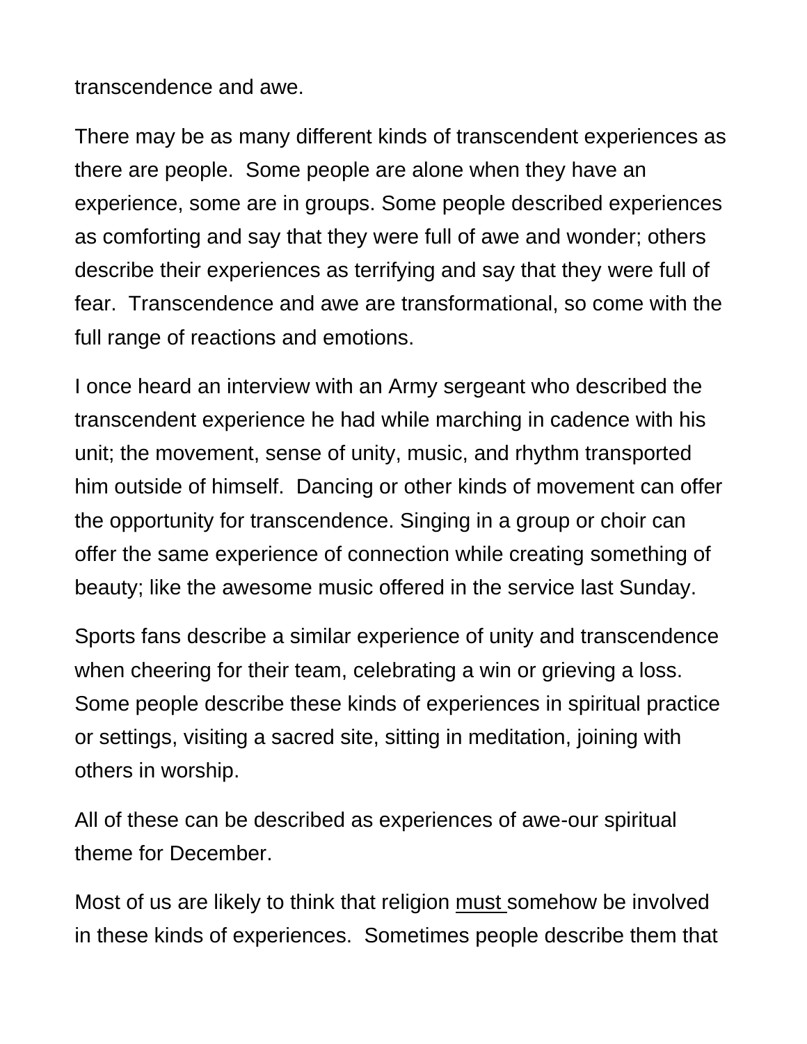transcendence and awe.

There may be as many different kinds of transcendent experiences as there are people.  Some people are alone when they have an experience, some are in groups. Some people described experiences as comforting and say that they were full of awe and wonder; others describe their experiences as terrifying and say that they were full of fear.  Transcendence and awe are transformational, so come with the full range of reactions and emotions.

I once heard an interview with an Army sergeant who described the transcendent experience he had while marching in cadence with his unit; the movement, sense of unity, music, and rhythm transported him outside of himself.  Dancing or other kinds of movement can offer the opportunity for transcendence. Singing in a group or choir can offer the same experience of connection while creating something of beauty; like the awesome music offered in the service last Sunday.

Sports fans describe a similar experience of unity and transcendence when cheering for their team, celebrating a win or grieving a loss. Some people describe these kinds of experiences in spiritual practice or settings, visiting a sacred site, sitting in meditation, joining with others in worship.

All of these can be described as experiences of awe-our spiritual theme for December.

Most of us are likely to think that religion <u>must</u> somehow be involved in these kinds of experiences.  Sometimes people describe them that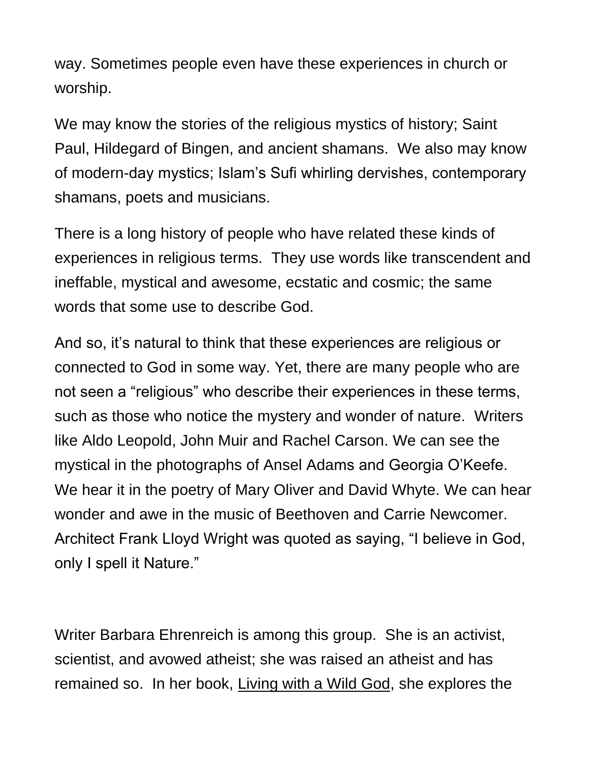way. Sometimes people even have these experiences in church or worship.

We may know the stories of the religious mystics of history; Saint Paul, Hildegard of Bingen, and ancient shamans. We also may know of modern-day mystics; Islam's Sufi whirling dervishes, contemporary shamans, poets and musicians.

There is a long history of people who have related these kinds of experiences in religious terms. They use words like transcendent and ineffable, mystical and awesome, ecstatic and cosmic; the same words that some use to describe God.

And so, it's natural to think that these experiences are religious or connected to God in some way. Yet, there are many people who are not seen a "religious" who describe their experiences in these terms, such as those who notice the mystery and wonder of nature. Writers like Aldo Leopold, John Muir and Rachel Carson. We can see the mystical in the photographs of Ansel Adams and Georgia O'Keefe. We hear it in the poetry of Mary Oliver and David Whyte. We can hear wonder and awe in the music of Beethoven and Carrie Newcomer. Architect Frank Lloyd Wright was quoted as saying, "I believe in God, only I spell it Nature."

Writer Barbara Ehrenreich is among this group. She is an activist, scientist, and avowed atheist; she was raised an atheist and has remained so. In her book, <u>Living with a Wild God</u>, she explores the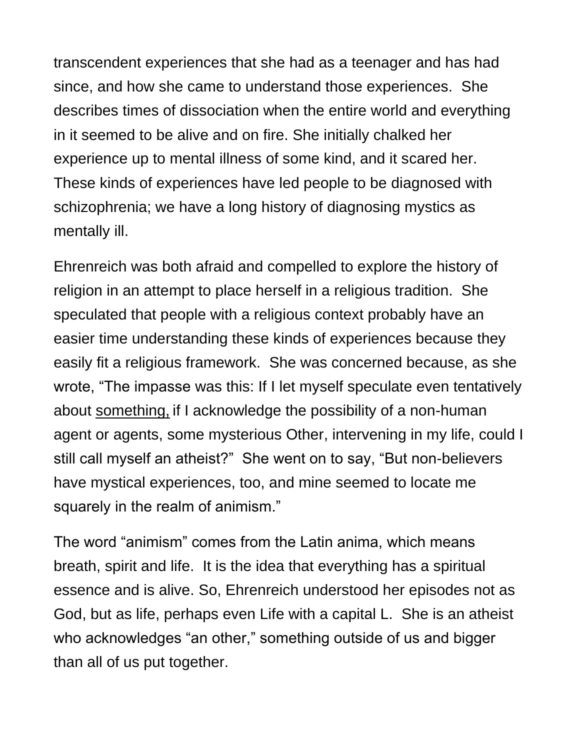transcendent experiences that she had as a teenager and has had since, and how she came to understand those experiences. She describes times of dissociation when the entire world and everything in it seemed to be alive and on fire. She initially chalked her experience up to mental illness of some kind, and it scared her. These kinds of experiences have led people to be diagnosed with schizophrenia; we have a long history of diagnosing mystics as mentally ill.

Ehrenreich was both afraid and compelled to explore the history of religion in an attempt to place herself in a religious tradition. She speculated that people with a religious context probably have an easier time understanding these kinds of experiences because they easily fit a religious framework. She was concerned because, as she wrote, "The impasse was this: If I let myself speculate even tentatively about <u>something,</u> if I acknowledge the possibility of a non-human agent or agents, some mysterious Other, intervening in my life, could I still call myself an atheist?" She went on to say, "But non-believers have mystical experiences, too, and mine seemed to locate me squarely in the realm of animism."

The word "animism" comes from the Latin anima, which means breath, spirit and life. It is the idea that everything has a spiritual essence and is alive. So, Ehrenreich understood her episodes not as God, but as life, perhaps even Life with a capital L. She is an atheist who acknowledges "an other," something outside of us and bigger than all of us put together.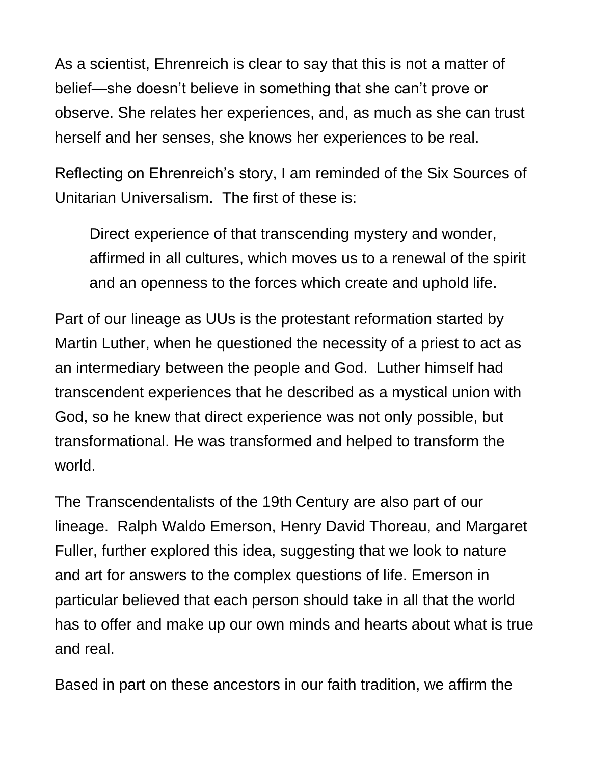As a scientist, Ehrenreich is clear to say that this is not a matter of belief—she doesn't believe in something that she can't prove or observe. She relates her experiences, and, as much as she can trust herself and her senses, she knows her experiences to be real.

Reflecting on Ehrenreich's story, I am reminded of the Six Sources of Unitarian Universalism. The first of these is:

> Direct experience of that transcending mystery and wonder, affirmed in all cultures, which moves us to a renewal of the spirit and an openness to the forces which create and uphold life.

Part of our lineage as UUs is the protestant reformation started by Martin Luther, when he questioned the necessity of a priest to act as an intermediary between the people and God. Luther himself had transcendent experiences that he described as a mystical union with God, so he knew that direct experience was not only possible, but transformational. He was transformed and helped to transform the world.

The Transcendentalists of the 19th Century are also part of our lineage. Ralph Waldo Emerson, Henry David Thoreau, and Margaret Fuller, further explored this idea, suggesting that we look to nature and art for answers to the complex questions of life. Emerson in particular believed that each person should take in all that the world has to offer and make up our own minds and hearts about what is true and real.

Based in part on these ancestors in our faith tradition, we affirm the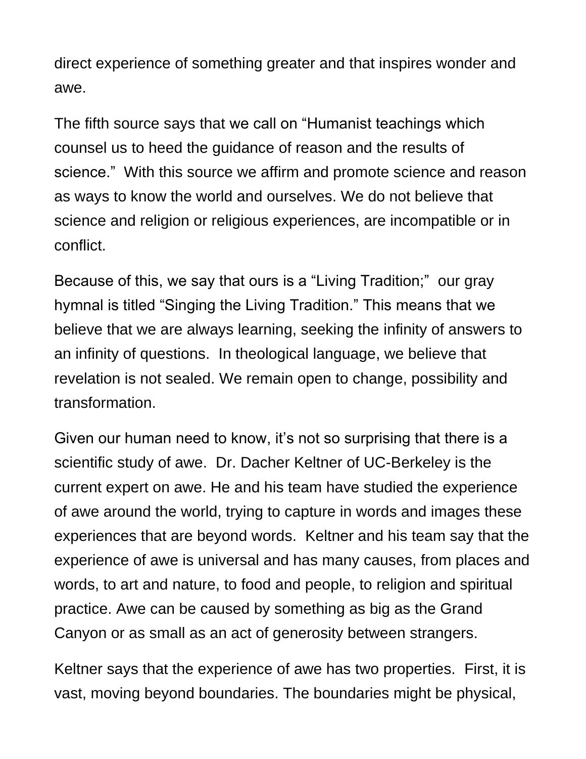direct experience of something greater and that inspires wonder and awe.

The fifth source says that we call on "Humanist teachings which counsel us to heed the guidance of reason and the results of science." With this source we affirm and promote science and reason as ways to know the world and ourselves. We do not believe that science and religion or religious experiences, are incompatible or in conflict.

Because of this, we say that ours is a "Living Tradition;" our gray hymnal is titled "Singing the Living Tradition." This means that we believe that we are always learning, seeking the infinity of answers to an infinity of questions. In theological language, we believe that revelation is not sealed. We remain open to change, possibility and transformation.

Given our human need to know, it's not so surprising that there is a scientific study of awe. Dr. Dacher Keltner of UC-Berkeley is the current expert on awe. He and his team have studied the experience of awe around the world, trying to capture in words and images these experiences that are beyond words. Keltner and his team say that the experience of awe is universal and has many causes, from places and words, to art and nature, to food and people, to religion and spiritual practice. Awe can be caused by something as big as the Grand Canyon or as small as an act of generosity between strangers.

Keltner says that the experience of awe has two properties. First, it is vast, moving beyond boundaries. The boundaries might be physical,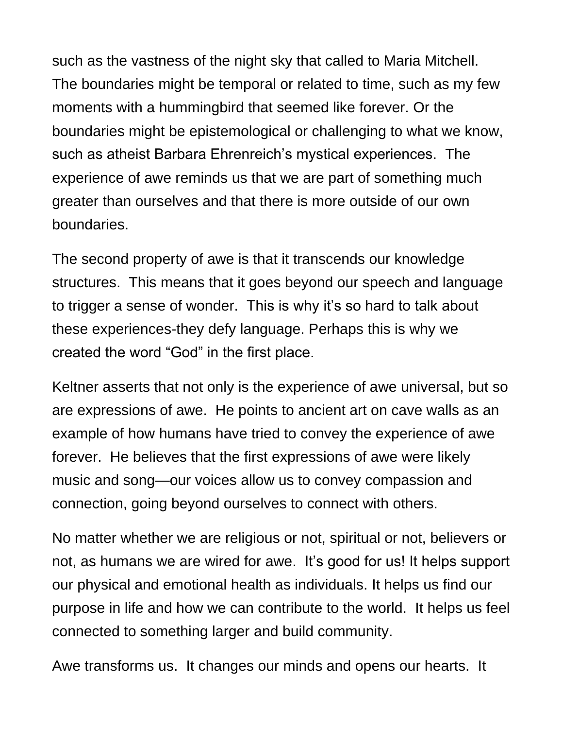such as the vastness of the night sky that called to Maria Mitchell. The boundaries might be temporal or related to time, such as my few moments with a hummingbird that seemed like forever. Or the boundaries might be epistemological or challenging to what we know, such as atheist Barbara Ehrenreich's mystical experiences. The experience of awe reminds us that we are part of something much greater than ourselves and that there is more outside of our own boundaries.

The second property of awe is that it transcends our knowledge structures. This means that it goes beyond our speech and language to trigger a sense of wonder. This is why it's so hard to talk about these experiences-they defy language. Perhaps this is why we created the word "God" in the first place.

Keltner asserts that not only is the experience of awe universal, but so are expressions of awe. He points to ancient art on cave walls as an example of how humans have tried to convey the experience of awe forever. He believes that the first expressions of awe were likely music and song—our voices allow us to convey compassion and connection, going beyond ourselves to connect with others.

No matter whether we are religious or not, spiritual or not, believers or not, as humans we are wired for awe. It's good for us! It helps support our physical and emotional health as individuals. It helps us find our purpose in life and how we can contribute to the world. It helps us feel connected to something larger and build community.

Awe transforms us. It changes our minds and opens our hearts. It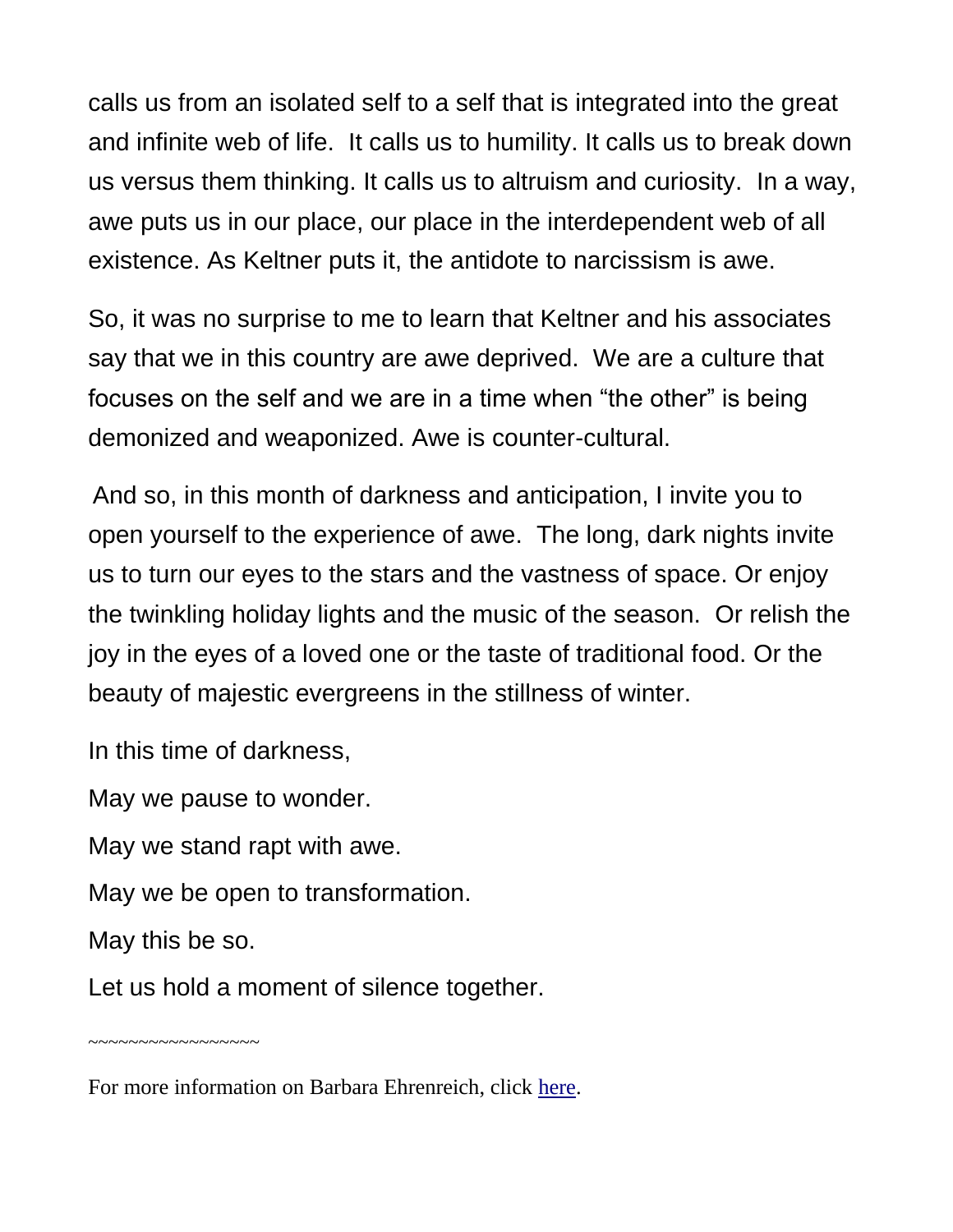calls us from an isolated self to a self that is integrated into the great and infinite web of life. It calls us to humility. It calls us to break down us versus them thinking. It calls us to altruism and curiosity. In a way, awe puts us in our place, our place in the interdependent web of all existence. As Keltner puts it, the antidote to narcissism is awe.

So, it was no surprise to me to learn that Keltner and his associates say that we in this country are awe deprived. We are a culture that focuses on the self and we are in a time when "the other" is being demonized and weaponized. Awe is counter-cultural.

And so, in this month of darkness and anticipation, I invite you to open yourself to the experience of awe. The long, dark nights invite us to turn our eyes to the stars and the vastness of space. Or enjoy the twinkling holiday lights and the music of the season. Or relish the joy in the eyes of a loved one or the taste of traditional food. Or the beauty of majestic evergreens in the stillness of winter.

In this time of darkness,

May we pause to wonder.

May we stand rapt with awe.

May we be open to transformation.

May this be so.

Let us hold a moment of silence together.

~~~~~~~~~~~~~~~~~

For more information on Barbara Ehrenreich, click here.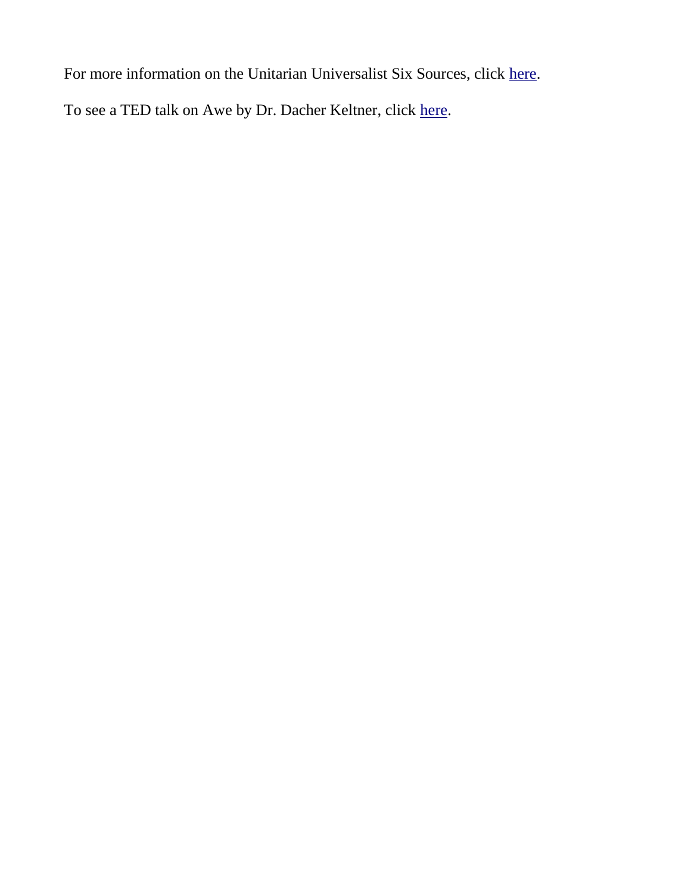For more information on the Unitarian Universalist Six Sources, click here.

To see a TED talk on Awe by Dr. Dacher Keltner, click here.